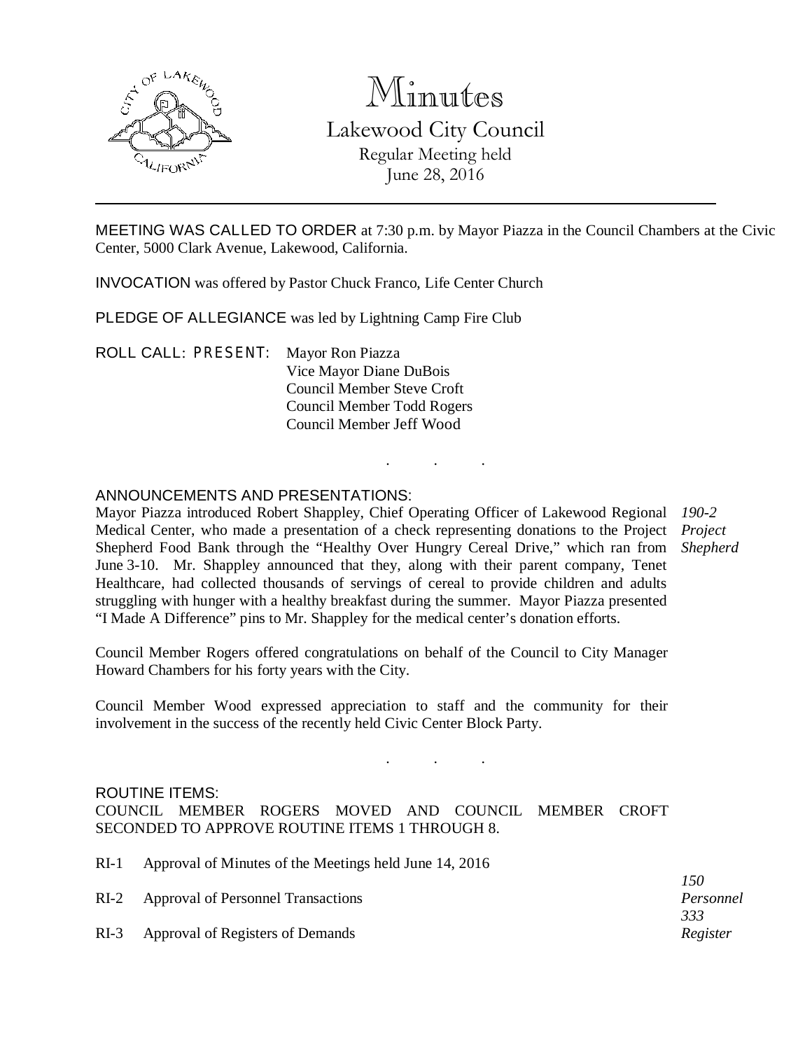# Minutes

## Lakewood City Council

Regular Meeting held
June 28, 2016

---

MEETING WAS CALLED TO ORDER at 7:30 p.m. by Mayor Piazza in the Council Chambers at the Civic Center, 5000 Clark Avenue, Lakewood, California.

INVOCATION was offered by Pastor Chuck Franco, Life Center Church

PLEDGE OF ALLEGIANCE was led by Lightning Camp Fire Club

ROLL CALL: PRESENT: Mayor Ron Piazza
Vice Mayor Diane DuBois
Council Member Steve Croft
Council Member Todd Rogers
Council Member Jeff Wood

. . .

ANNOUNCEMENTS AND PRESENTATIONS:

*190-2 Project Shepherd*

Mayor Piazza introduced Robert Shappley, Chief Operating Officer of Lakewood Regional Medical Center, who made a presentation of a check representing donations to the Project Shepherd Food Bank through the "Healthy Over Hungry Cereal Drive," which ran from June 3-10. Mr. Shappley announced that they, along with their parent company, Tenet Healthcare, had collected thousands of servings of cereal to provide children and adults struggling with hunger with a healthy breakfast during the summer. Mayor Piazza presented "I Made A Difference" pins to Mr. Shappley for the medical center's donation efforts.

Council Member Rogers offered congratulations on behalf of the Council to City Manager Howard Chambers for his forty years with the City.

Council Member Wood expressed appreciation to staff and the community for their involvement in the success of the recently held Civic Center Block Party.

. . .

ROUTINE ITEMS:
COUNCIL MEMBER ROGERS MOVED AND COUNCIL MEMBER CROFT SECONDED TO APPROVE ROUTINE ITEMS 1 THROUGH 8.

RI-1 Approval of Minutes of the Meetings held June 14, 2016

RI-2 Approval of Personnel Transactions *150 Personnel*

RI-3 Approval of Registers of Demands *333 Register*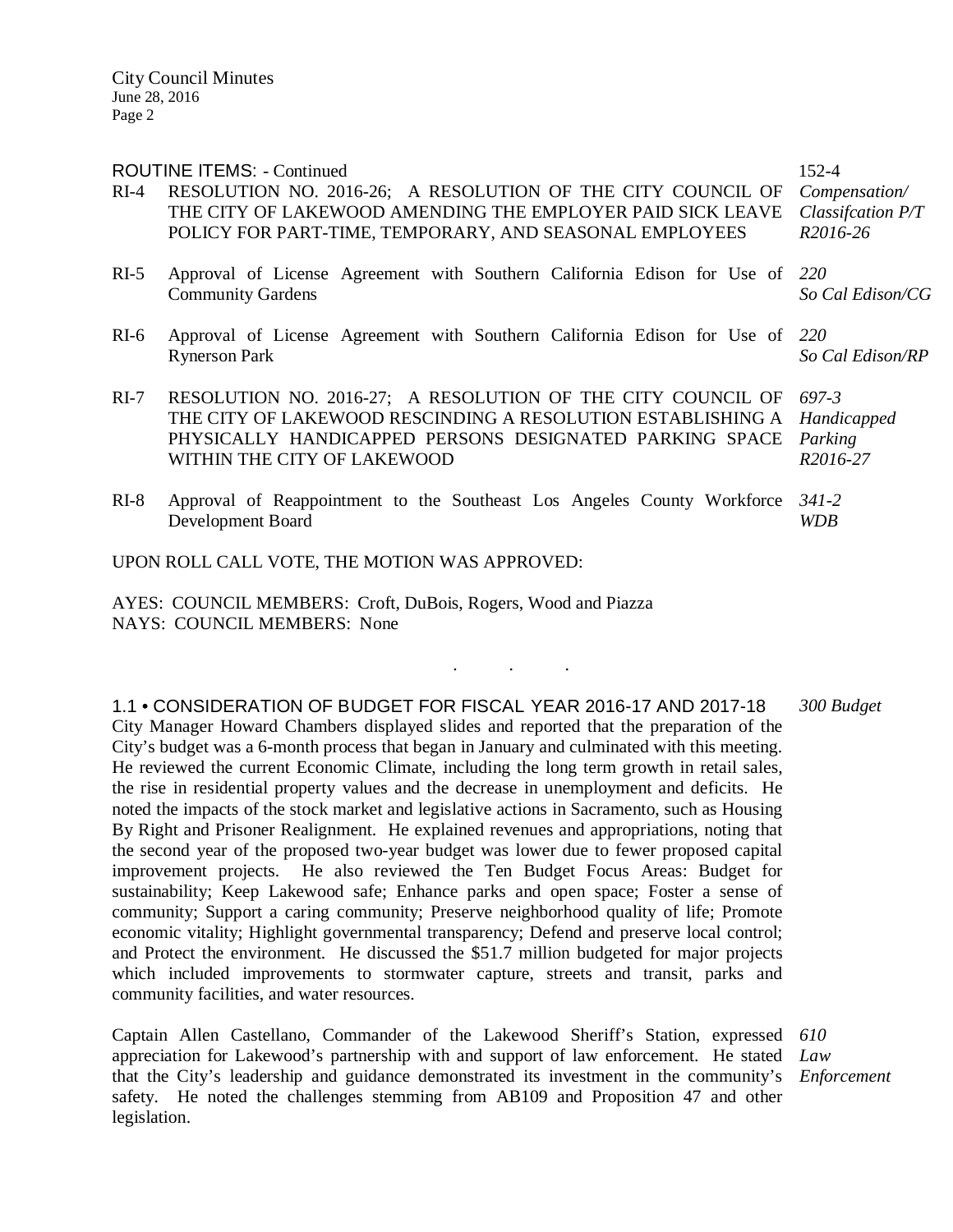ROUTINE ITEMS: - Continued

| | | |
|---|---|---|
| RI-4 | RESOLUTION NO. 2016-26; A RESOLUTION OF THE CITY COUNCIL OF THE CITY OF LAKEWOOD AMENDING THE EMPLOYER PAID SICK LEAVE POLICY FOR PART-TIME, TEMPORARY, AND SEASONAL EMPLOYEES | 152-4 *Compensation/ Classifcation P/T R2016-26* |
| RI-5 | Approval of License Agreement with Southern California Edison for Use of Community Gardens | *220 So Cal Edison/CG* |
| RI-6 | Approval of License Agreement with Southern California Edison for Use of Rynerson Park | *220 So Cal Edison/RP* |
| RI-7 | RESOLUTION NO. 2016-27; A RESOLUTION OF THE CITY COUNCIL OF THE CITY OF LAKEWOOD RESCINDING A RESOLUTION ESTABLISHING A PHYSICALLY HANDICAPPED PERSONS DESIGNATED PARKING SPACE WITHIN THE CITY OF LAKEWOOD | *697-3 Handicapped Parking R2016-27* |
| RI-8 | Approval of Reappointment to the Southeast Los Angeles County Workforce Development Board | *341-2 WDB* |

UPON ROLL CALL VOTE, THE MOTION WAS APPROVED:

AYES: COUNCIL MEMBERS: Croft, DuBois, Rogers, Wood and Piazza
NAYS: COUNCIL MEMBERS: None

. . .

1.1 • CONSIDERATION OF BUDGET FOR FISCAL YEAR 2016-17 AND 2017-18 *300 Budget*

City Manager Howard Chambers displayed slides and reported that the preparation of the City's budget was a 6-month process that began in January and culminated with this meeting. He reviewed the current Economic Climate, including the long term growth in retail sales, the rise in residential property values and the decrease in unemployment and deficits. He noted the impacts of the stock market and legislative actions in Sacramento, such as Housing By Right and Prisoner Realignment. He explained revenues and appropriations, noting that the second year of the proposed two-year budget was lower due to fewer proposed capital improvement projects. He also reviewed the Ten Budget Focus Areas: Budget for sustainability; Keep Lakewood safe; Enhance parks and open space; Foster a sense of community; Support a caring community; Preserve neighborhood quality of life; Promote economic vitality; Highlight governmental transparency; Defend and preserve local control; and Protect the environment. He discussed the $51.7 million budgeted for major projects which included improvements to stormwater capture, streets and transit, parks and community facilities, and water resources.

*610 Law Enforcement*

Captain Allen Castellano, Commander of the Lakewood Sheriff's Station, expressed appreciation for Lakewood's partnership with and support of law enforcement. He stated that the City's leadership and guidance demonstrated its investment in the community's safety. He noted the challenges stemming from AB109 and Proposition 47 and other legislation.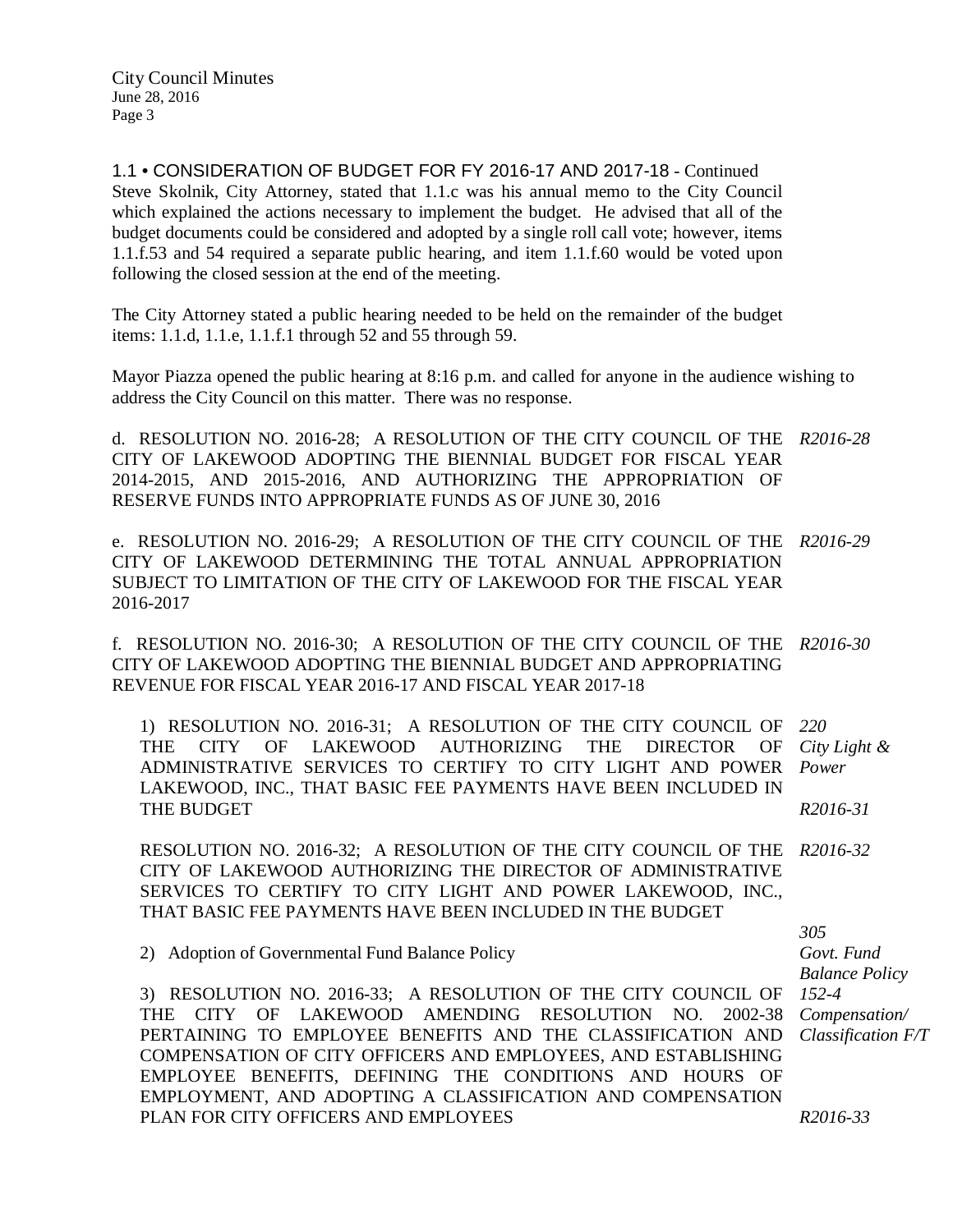1.1 • CONSIDERATION OF BUDGET FOR FY 2016-17 AND 2017-18 - Continued

Steve Skolnik, City Attorney, stated that 1.1.c was his annual memo to the City Council which explained the actions necessary to implement the budget. He advised that all of the budget documents could be considered and adopted by a single roll call vote; however, items 1.1.f.53 and 54 required a separate public hearing, and item 1.1.f.60 would be voted upon following the closed session at the end of the meeting.

The City Attorney stated a public hearing needed to be held on the remainder of the budget items: 1.1.d, 1.1.e, 1.1.f.1 through 52 and 55 through 59.

Mayor Piazza opened the public hearing at 8:16 p.m. and called for anyone in the audience wishing to address the City Council on this matter. There was no response.

d. RESOLUTION NO. 2016-28; A RESOLUTION OF THE CITY COUNCIL OF THE CITY OF LAKEWOOD ADOPTING THE BIENNIAL BUDGET FOR FISCAL YEAR 2014-2015, AND 2015-2016, AND AUTHORIZING THE APPROPRIATION OF RESERVE FUNDS INTO APPROPRIATE FUNDS AS OF JUNE 30, 2016 *R2016-28*

e. RESOLUTION NO. 2016-29; A RESOLUTION OF THE CITY COUNCIL OF THE CITY OF LAKEWOOD DETERMINING THE TOTAL ANNUAL APPROPRIATION SUBJECT TO LIMITATION OF THE CITY OF LAKEWOOD FOR THE FISCAL YEAR 2016-2017 *R2016-29*

f. RESOLUTION NO. 2016-30; A RESOLUTION OF THE CITY COUNCIL OF THE CITY OF LAKEWOOD ADOPTING THE BIENNIAL BUDGET AND APPROPRIATING REVENUE FOR FISCAL YEAR 2016-17 AND FISCAL YEAR 2017-18 *R2016-30*

1) RESOLUTION NO. 2016-31; A RESOLUTION OF THE CITY COUNCIL OF THE CITY OF LAKEWOOD AUTHORIZING THE DIRECTOR OF ADMINISTRATIVE SERVICES TO CERTIFY TO CITY LIGHT AND POWER LAKEWOOD, INC., THAT BASIC FEE PAYMENTS HAVE BEEN INCLUDED IN THE BUDGET *220 City Light & Power* *R2016-31*

RESOLUTION NO. 2016-32; A RESOLUTION OF THE CITY COUNCIL OF THE CITY OF LAKEWOOD AUTHORIZING THE DIRECTOR OF ADMINISTRATIVE SERVICES TO CERTIFY TO CITY LIGHT AND POWER LAKEWOOD, INC., THAT BASIC FEE PAYMENTS HAVE BEEN INCLUDED IN THE BUDGET *R2016-32*

2) Adoption of Governmental Fund Balance Policy *305 Govt. Fund Balance Policy*

3) RESOLUTION NO. 2016-33; A RESOLUTION OF THE CITY COUNCIL OF THE CITY OF LAKEWOOD AMENDING RESOLUTION NO. 2002-38 PERTAINING TO EMPLOYEE BENEFITS AND THE CLASSIFICATION AND COMPENSATION OF CITY OFFICERS AND EMPLOYEES, AND ESTABLISHING EMPLOYEE BENEFITS, DEFINING THE CONDITIONS AND HOURS OF EMPLOYMENT, AND ADOPTING A CLASSIFICATION AND COMPENSATION PLAN FOR CITY OFFICERS AND EMPLOYEES *152-4 Compensation/ Classification F/T* *R2016-33*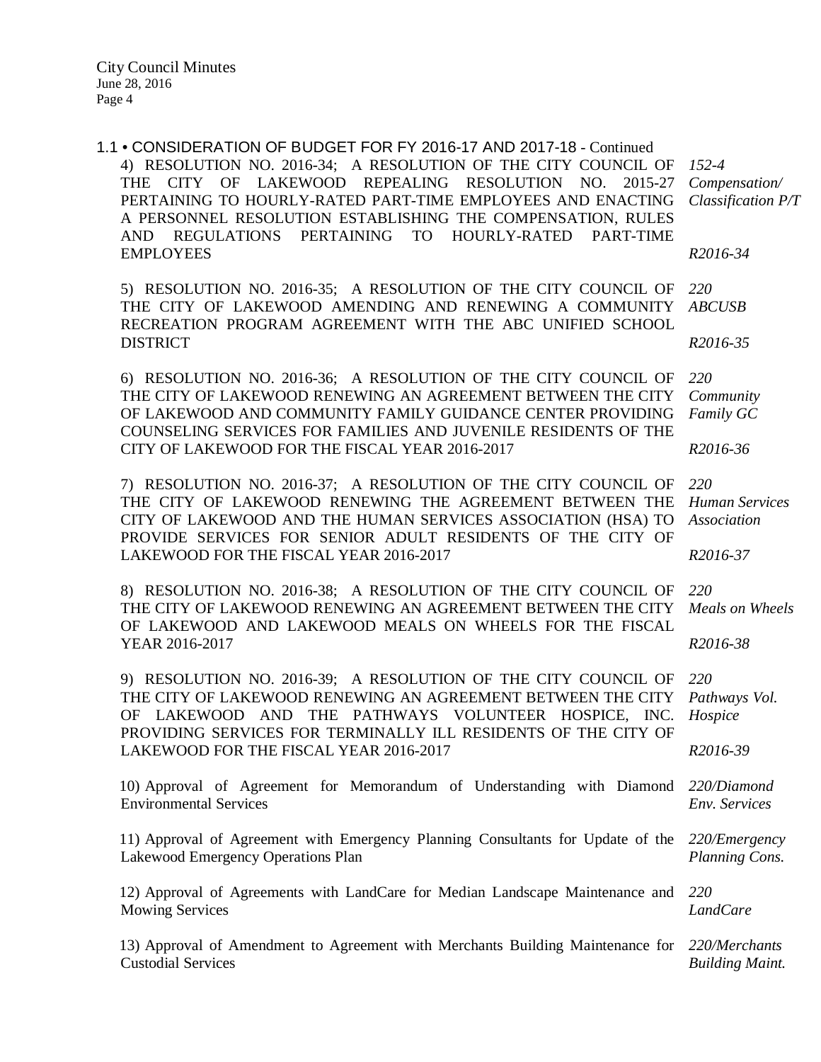1.1 • CONSIDERATION OF BUDGET FOR FY 2016-17 AND 2017-18 - Continued

4) RESOLUTION NO. 2016-34; A RESOLUTION OF THE CITY COUNCIL OF THE CITY OF LAKEWOOD REPEALING RESOLUTION NO. 2015-27 PERTAINING TO HOURLY-RATED PART-TIME EMPLOYEES AND ENACTING A PERSONNEL RESOLUTION ESTABLISHING THE COMPENSATION, RULES AND REGULATIONS PERTAINING TO HOURLY-RATED PART-TIME EMPLOYEES

*152-4 Compensation/ Classification P/T*

*R2016-34*

5) RESOLUTION NO. 2016-35; A RESOLUTION OF THE CITY COUNCIL OF THE CITY OF LAKEWOOD AMENDING AND RENEWING A COMMUNITY RECREATION PROGRAM AGREEMENT WITH THE ABC UNIFIED SCHOOL DISTRICT

*220 ABCUSB*

*R2016-35*

6) RESOLUTION NO. 2016-36; A RESOLUTION OF THE CITY COUNCIL OF THE CITY OF LAKEWOOD RENEWING AN AGREEMENT BETWEEN THE CITY OF LAKEWOOD AND COMMUNITY FAMILY GUIDANCE CENTER PROVIDING COUNSELING SERVICES FOR FAMILIES AND JUVENILE RESIDENTS OF THE CITY OF LAKEWOOD FOR THE FISCAL YEAR 2016-2017

*220 Community Family GC*

*R2016-36*

7) RESOLUTION NO. 2016-37; A RESOLUTION OF THE CITY COUNCIL OF THE CITY OF LAKEWOOD RENEWING THE AGREEMENT BETWEEN THE CITY OF LAKEWOOD AND THE HUMAN SERVICES ASSOCIATION (HSA) TO PROVIDE SERVICES FOR SENIOR ADULT RESIDENTS OF THE CITY OF LAKEWOOD FOR THE FISCAL YEAR 2016-2017

*220 Human Services Association*

*R2016-37*

8) RESOLUTION NO. 2016-38; A RESOLUTION OF THE CITY COUNCIL OF THE CITY OF LAKEWOOD RENEWING AN AGREEMENT BETWEEN THE CITY OF LAKEWOOD AND LAKEWOOD MEALS ON WHEELS FOR THE FISCAL YEAR 2016-2017

*220 Meals on Wheels*

*R2016-38*

9) RESOLUTION NO. 2016-39; A RESOLUTION OF THE CITY COUNCIL OF THE CITY OF LAKEWOOD RENEWING AN AGREEMENT BETWEEN THE CITY OF LAKEWOOD AND THE PATHWAYS VOLUNTEER HOSPICE, INC. PROVIDING SERVICES FOR TERMINALLY ILL RESIDENTS OF THE CITY OF LAKEWOOD FOR THE FISCAL YEAR 2016-2017

*220 Pathways Vol. Hospice*

*R2016-39*

10) Approval of Agreement for Memorandum of Understanding with Diamond Environmental Services

*220/Diamond Env. Services*

11) Approval of Agreement with Emergency Planning Consultants for Update of the Lakewood Emergency Operations Plan

*220/Emergency Planning Cons.*

12) Approval of Agreements with LandCare for Median Landscape Maintenance and Mowing Services

*220 LandCare*

13) Approval of Amendment to Agreement with Merchants Building Maintenance for Custodial Services

*220/Merchants Building Maint.*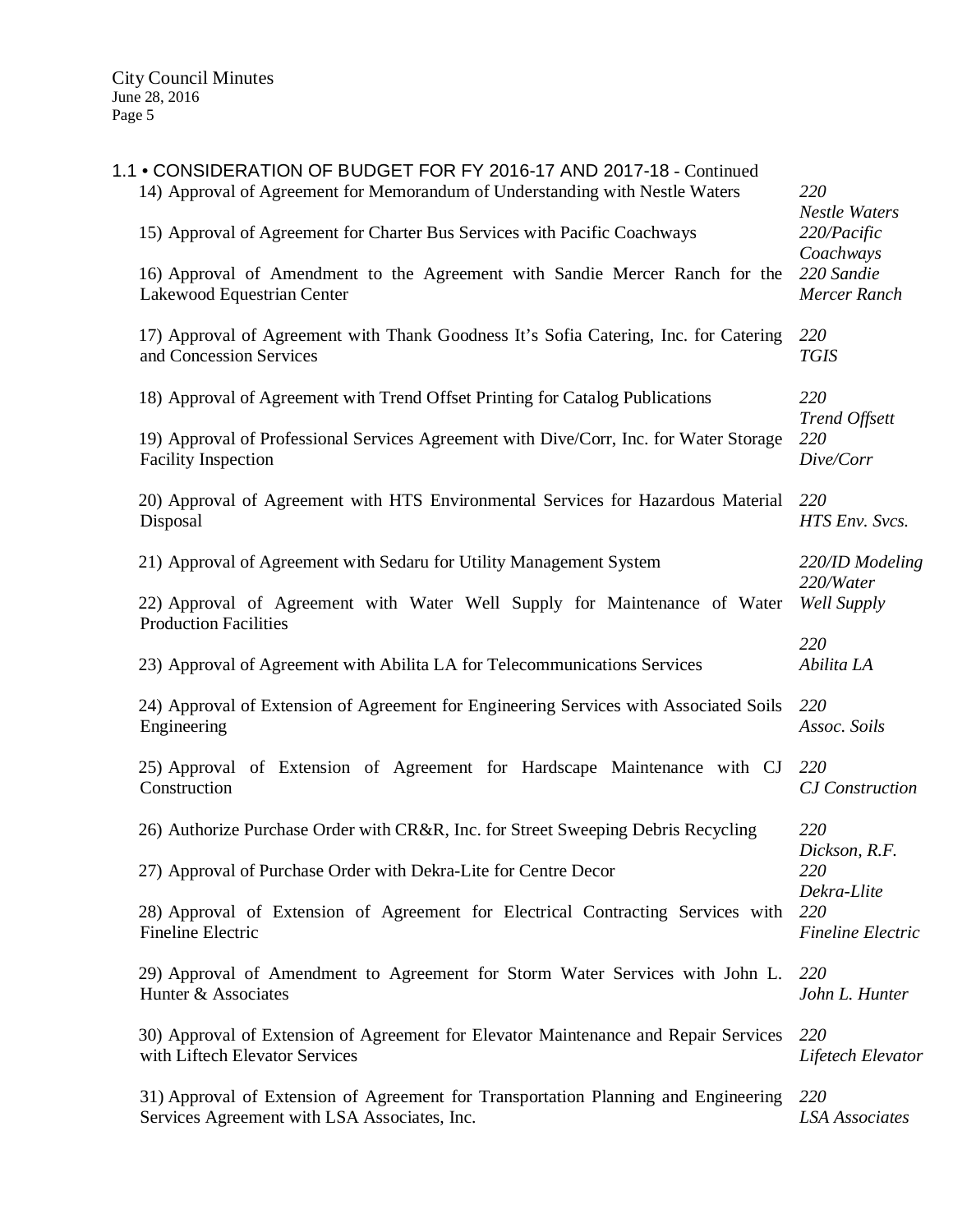## 1.1 • CONSIDERATION OF BUDGET FOR FY 2016-17 AND 2017-18 - Continued

14) Approval of Agreement for Memorandum of Understanding with Nestle Waters — *220 Nestle Waters*

15) Approval of Agreement for Charter Bus Services with Pacific Coachways — *220/Pacific Coachways*

16) Approval of Amendment to the Agreement with Sandie Mercer Ranch for the Lakewood Equestrian Center — *220 Sandie Mercer Ranch*

17) Approval of Agreement with Thank Goodness It's Sofia Catering, Inc. for Catering and Concession Services — *220 TGIS*

18) Approval of Agreement with Trend Offset Printing for Catalog Publications — *220 Trend Offsett*

19) Approval of Professional Services Agreement with Dive/Corr, Inc. for Water Storage Facility Inspection — *220 Dive/Corr*

20) Approval of Agreement with HTS Environmental Services for Hazardous Material Disposal — *220 HTS Env. Svcs.*

21) Approval of Agreement with Sedaru for Utility Management System — *220/ID Modeling*

22) Approval of Agreement with Water Well Supply for Maintenance of Water Production Facilities — *220/Water Well Supply*

23) Approval of Agreement with Abilita LA for Telecommunications Services — *220 Abilita LA*

24) Approval of Extension of Agreement for Engineering Services with Associated Soils Engineering — *220 Assoc. Soils*

25) Approval of Extension of Agreement for Hardscape Maintenance with CJ Construction — *220 CJ Construction*

26) Authorize Purchase Order with CR&R, Inc. for Street Sweeping Debris Recycling — *220 Dickson, R.F.*

27) Approval of Purchase Order with Dekra-Lite for Centre Decor — *220 Dekra-Llite*

28) Approval of Extension of Agreement for Electrical Contracting Services with Fineline Electric — *220 Fineline Electric*

29) Approval of Amendment to Agreement for Storm Water Services with John L. Hunter & Associates — *220 John L. Hunter*

30) Approval of Extension of Agreement for Elevator Maintenance and Repair Services with Liftech Elevator Services — *220 Lifetech Elevator*

31) Approval of Extension of Agreement for Transportation Planning and Engineering Services Agreement with LSA Associates, Inc. — *220 LSA Associates*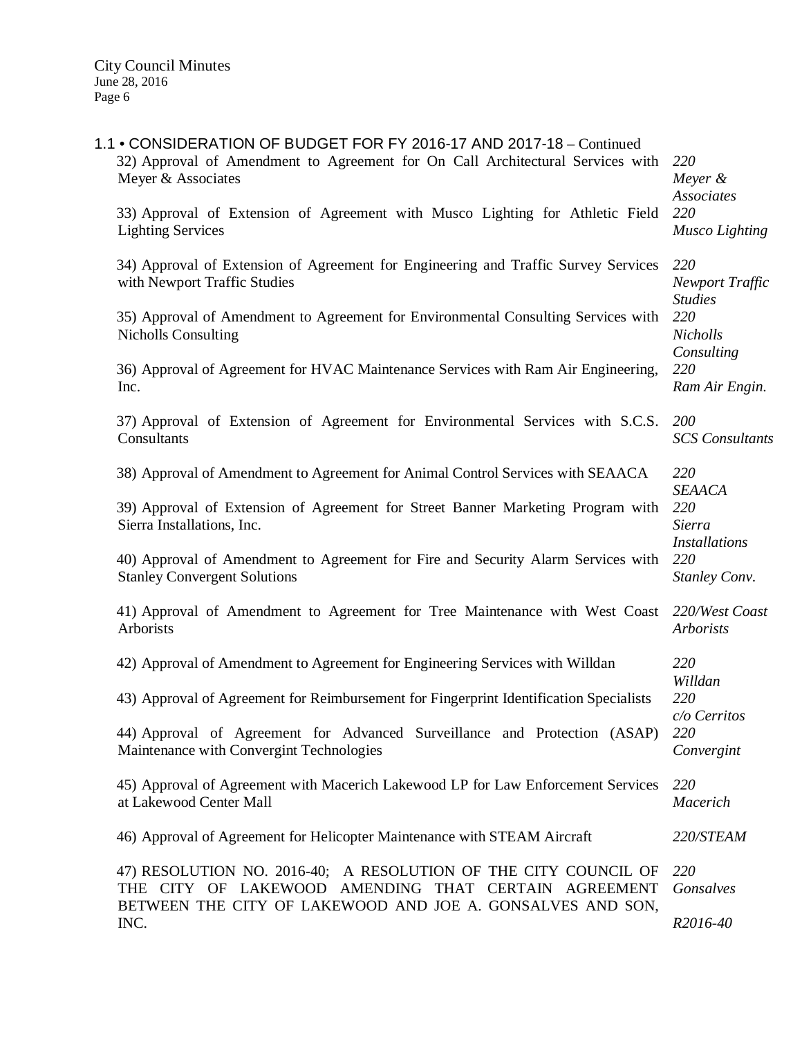## 1.1 • CONSIDERATION OF BUDGET FOR FY 2016-17 AND 2017-18 – Continued

32) Approval of Amendment to Agreement for On Call Architectural Services with Meyer & Associates *220 Meyer & Associates*

33) Approval of Extension of Agreement with Musco Lighting for Athletic Field Lighting Services *220 Musco Lighting*

34) Approval of Extension of Agreement for Engineering and Traffic Survey Services with Newport Traffic Studies *220 Newport Traffic Studies*

35) Approval of Amendment to Agreement for Environmental Consulting Services with Nicholls Consulting *220 Nicholls Consulting*

36) Approval of Agreement for HVAC Maintenance Services with Ram Air Engineering, Inc. *220 Ram Air Engin.*

37) Approval of Extension of Agreement for Environmental Services with S.C.S. Consultants *200 SCS Consultants*

38) Approval of Amendment to Agreement for Animal Control Services with SEAACA *220 SEAACA*

39) Approval of Extension of Agreement for Street Banner Marketing Program with Sierra Installations, Inc. *220 Sierra Installations*

40) Approval of Amendment to Agreement for Fire and Security Alarm Services with Stanley Convergent Solutions *220 Stanley Conv.*

41) Approval of Amendment to Agreement for Tree Maintenance with West Coast Arborists *220/West Coast Arborists*

42) Approval of Amendment to Agreement for Engineering Services with Willdan *220 Willdan*

43) Approval of Agreement for Reimbursement for Fingerprint Identification Specialists *220 c/o Cerritos*

44) Approval of Agreement for Advanced Surveillance and Protection (ASAP) Maintenance with Convergint Technologies *220 Convergint*

45) Approval of Agreement with Macerich Lakewood LP for Law Enforcement Services at Lakewood Center Mall *220 Macerich*

46) Approval of Agreement for Helicopter Maintenance with STEAM Aircraft *220/STEAM*

47) RESOLUTION NO. 2016-40; A RESOLUTION OF THE CITY COUNCIL OF THE CITY OF LAKEWOOD AMENDING THAT CERTAIN AGREEMENT BETWEEN THE CITY OF LAKEWOOD AND JOE A. GONSALVES AND SON, INC. *220 Gonsalves R2016-40*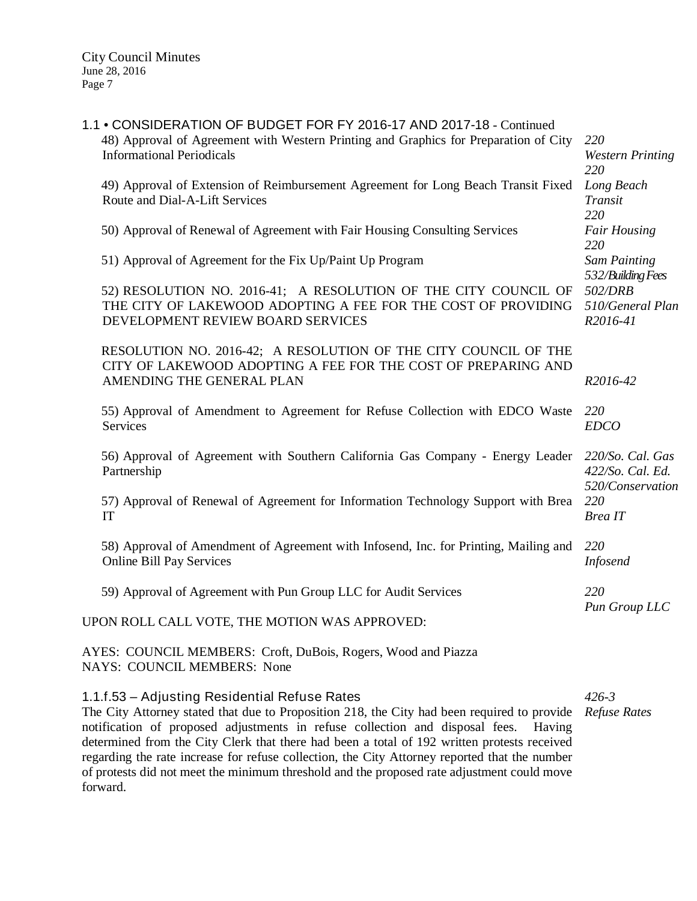1.1 • CONSIDERATION OF BUDGET FOR FY 2016-17 AND 2017-18 - Continued

48) Approval of Agreement with Western Printing and Graphics for Preparation of City Informational Periodicals *220 Western Printing*

49) Approval of Extension of Reimbursement Agreement for Long Beach Transit Fixed Route and Dial-A-Lift Services *220 Long Beach Transit*

50) Approval of Renewal of Agreement with Fair Housing Consulting Services *220 Fair Housing*

51) Approval of Agreement for the Fix Up/Paint Up Program *220 Sam Painting*

52) RESOLUTION NO. 2016-41; A RESOLUTION OF THE CITY COUNCIL OF THE CITY OF LAKEWOOD ADOPTING A FEE FOR THE COST OF PROVIDING DEVELOPMENT REVIEW BOARD SERVICES *532/Building Fees 502/DRB 510/General Plan R2016-41*

RESOLUTION NO. 2016-42; A RESOLUTION OF THE CITY COUNCIL OF THE CITY OF LAKEWOOD ADOPTING A FEE FOR THE COST OF PREPARING AND AMENDING THE GENERAL PLAN *R2016-42*

55) Approval of Amendment to Agreement for Refuse Collection with EDCO Waste Services *220 EDCO*

56) Approval of Agreement with Southern California Gas Company - Energy Leader Partnership *220/So. Cal. Gas 422/So. Cal. Ed. 520/Conservation*

57) Approval of Renewal of Agreement for Information Technology Support with Brea IT *220 Brea IT*

58) Approval of Amendment of Agreement with Infosend, Inc. for Printing, Mailing and Online Bill Pay Services *220 Infosend*

59) Approval of Agreement with Pun Group LLC for Audit Services *220 Pun Group LLC*

UPON ROLL CALL VOTE, THE MOTION WAS APPROVED:

AYES: COUNCIL MEMBERS: Croft, DuBois, Rogers, Wood and Piazza
NAYS: COUNCIL MEMBERS: None

### 1.1.f.53 – Adjusting Residential Refuse Rates

*426-3 Refuse Rates*

The City Attorney stated that due to Proposition 218, the City had been required to provide notification of proposed adjustments in refuse collection and disposal fees. Having determined from the City Clerk that there had been a total of 192 written protests received regarding the rate increase for refuse collection, the City Attorney reported that the number of protests did not meet the minimum threshold and the proposed rate adjustment could move forward.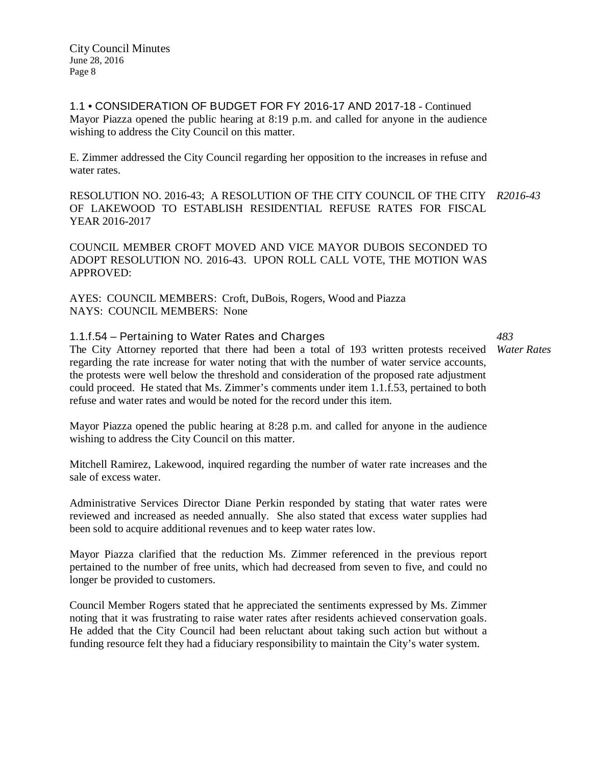1.1 • CONSIDERATION OF BUDGET FOR FY 2016-17 AND 2017-18 - Continued

Mayor Piazza opened the public hearing at 8:19 p.m. and called for anyone in the audience wishing to address the City Council on this matter.

E. Zimmer addressed the City Council regarding her opposition to the increases in refuse and water rates.

RESOLUTION NO. 2016-43; A RESOLUTION OF THE CITY COUNCIL OF THE CITY OF LAKEWOOD TO ESTABLISH RESIDENTIAL REFUSE RATES FOR FISCAL YEAR 2016-2017

*R2016-43*

COUNCIL MEMBER CROFT MOVED AND VICE MAYOR DUBOIS SECONDED TO ADOPT RESOLUTION NO. 2016-43. UPON ROLL CALL VOTE, THE MOTION WAS APPROVED:

AYES: COUNCIL MEMBERS: Croft, DuBois, Rogers, Wood and Piazza
NAYS: COUNCIL MEMBERS: None

1.1.f.54 – Pertaining to Water Rates and Charges

*483 Water Rates*

The City Attorney reported that there had been a total of 193 written protests received regarding the rate increase for water noting that with the number of water service accounts, the protests were well below the threshold and consideration of the proposed rate adjustment could proceed. He stated that Ms. Zimmer's comments under item 1.1.f.53, pertained to both refuse and water rates and would be noted for the record under this item.

Mayor Piazza opened the public hearing at 8:28 p.m. and called for anyone in the audience wishing to address the City Council on this matter.

Mitchell Ramirez, Lakewood, inquired regarding the number of water rate increases and the sale of excess water.

Administrative Services Director Diane Perkin responded by stating that water rates were reviewed and increased as needed annually. She also stated that excess water supplies had been sold to acquire additional revenues and to keep water rates low.

Mayor Piazza clarified that the reduction Ms. Zimmer referenced in the previous report pertained to the number of free units, which had decreased from seven to five, and could no longer be provided to customers.

Council Member Rogers stated that he appreciated the sentiments expressed by Ms. Zimmer noting that it was frustrating to raise water rates after residents achieved conservation goals. He added that the City Council had been reluctant about taking such action but without a funding resource felt they had a fiduciary responsibility to maintain the City's water system.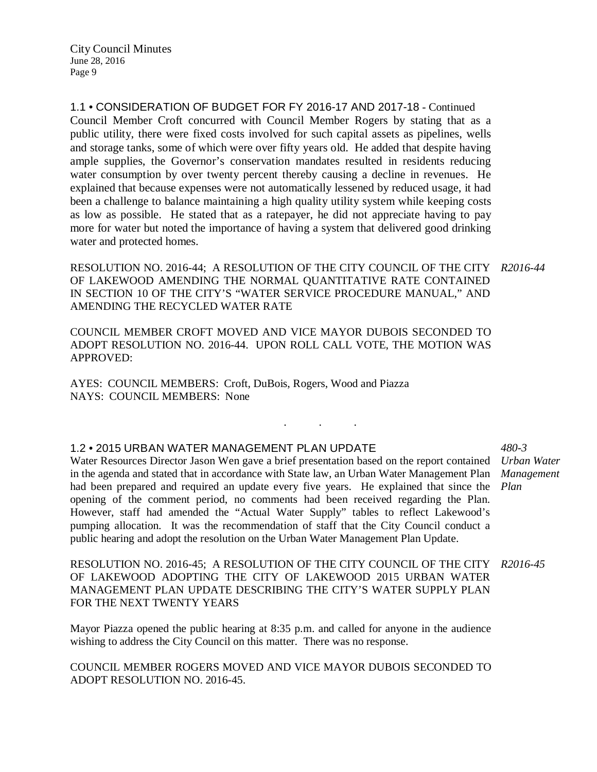### 1.1 • CONSIDERATION OF BUDGET FOR FY 2016-17 AND 2017-18 - Continued

Council Member Croft concurred with Council Member Rogers by stating that as a public utility, there were fixed costs involved for such capital assets as pipelines, wells and storage tanks, some of which were over fifty years old. He added that despite having ample supplies, the Governor's conservation mandates resulted in residents reducing water consumption by over twenty percent thereby causing a decline in revenues. He explained that because expenses were not automatically lessened by reduced usage, it had been a challenge to balance maintaining a high quality utility system while keeping costs as low as possible. He stated that as a ratepayer, he did not appreciate having to pay more for water but noted the importance of having a system that delivered good drinking water and protected homes.

*R2016-44*

RESOLUTION NO. 2016-44; A RESOLUTION OF THE CITY COUNCIL OF THE CITY OF LAKEWOOD AMENDING THE NORMAL QUANTITATIVE RATE CONTAINED IN SECTION 10 OF THE CITY'S "WATER SERVICE PROCEDURE MANUAL," AND AMENDING THE RECYCLED WATER RATE

COUNCIL MEMBER CROFT MOVED AND VICE MAYOR DUBOIS SECONDED TO ADOPT RESOLUTION NO. 2016-44. UPON ROLL CALL VOTE, THE MOTION WAS APPROVED:

AYES: COUNCIL MEMBERS: Croft, DuBois, Rogers, Wood and Piazza
NAYS: COUNCIL MEMBERS: None

. . .

### 1.2 • 2015 URBAN WATER MANAGEMENT PLAN UPDATE

*480-3 Urban Water Management Plan*

Water Resources Director Jason Wen gave a brief presentation based on the report contained in the agenda and stated that in accordance with State law, an Urban Water Management Plan had been prepared and required an update every five years. He explained that since the opening of the comment period, no comments had been received regarding the Plan. However, staff had amended the "Actual Water Supply" tables to reflect Lakewood's pumping allocation. It was the recommendation of staff that the City Council conduct a public hearing and adopt the resolution on the Urban Water Management Plan Update.

*R2016-45*

RESOLUTION NO. 2016-45; A RESOLUTION OF THE CITY COUNCIL OF THE CITY OF LAKEWOOD ADOPTING THE CITY OF LAKEWOOD 2015 URBAN WATER MANAGEMENT PLAN UPDATE DESCRIBING THE CITY'S WATER SUPPLY PLAN FOR THE NEXT TWENTY YEARS

Mayor Piazza opened the public hearing at 8:35 p.m. and called for anyone in the audience wishing to address the City Council on this matter. There was no response.

COUNCIL MEMBER ROGERS MOVED AND VICE MAYOR DUBOIS SECONDED TO ADOPT RESOLUTION NO. 2016-45.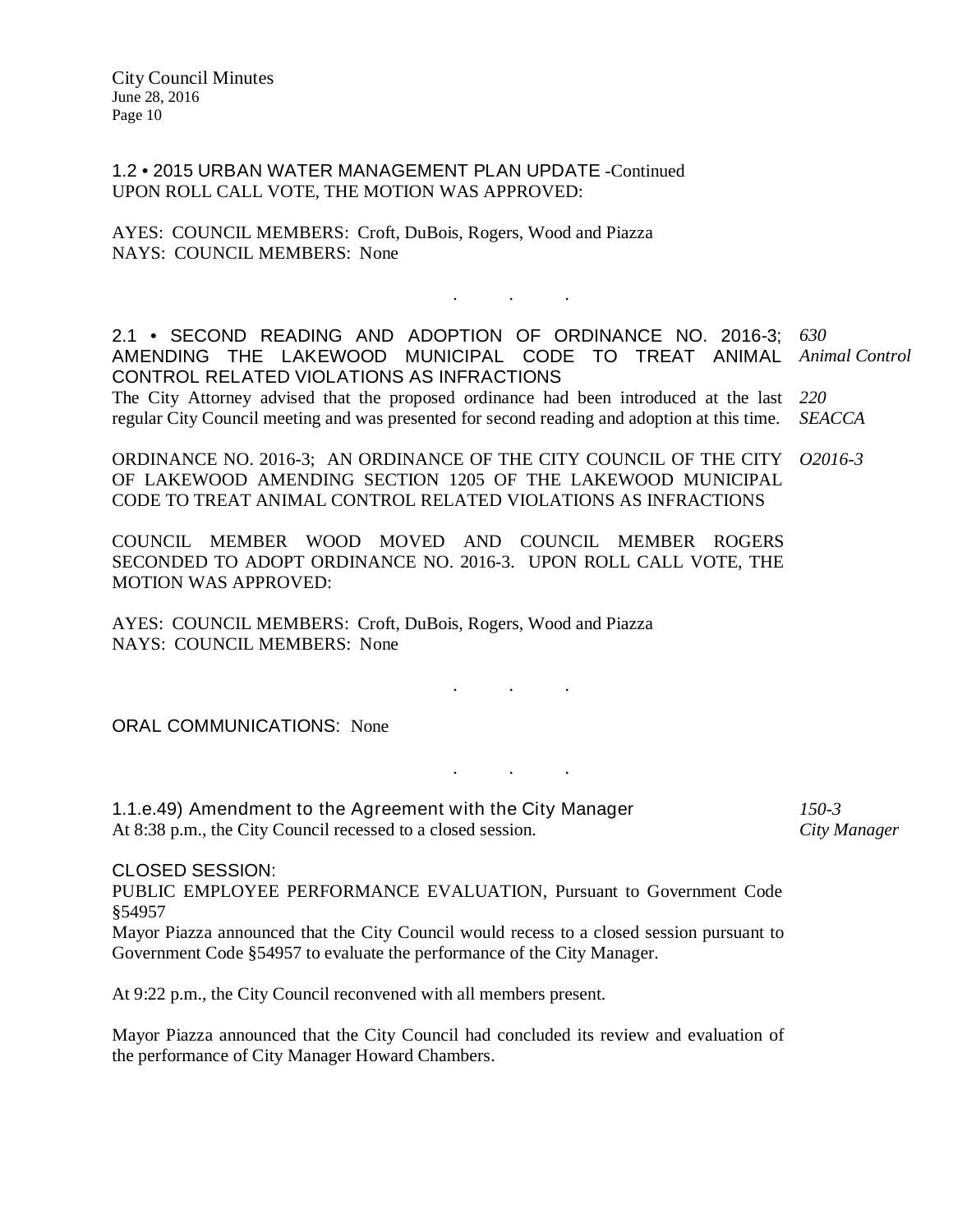1.2 • 2015 URBAN WATER MANAGEMENT PLAN UPDATE -Continued
UPON ROLL CALL VOTE, THE MOTION WAS APPROVED:

AYES: COUNCIL MEMBERS: Croft, DuBois, Rogers, Wood and Piazza
NAYS: COUNCIL MEMBERS: None

. . .

2.1 • SECOND READING AND ADOPTION OF ORDINANCE NO. 2016-3; AMENDING THE LAKEWOOD MUNICIPAL CODE TO TREAT ANIMAL CONTROL RELATED VIOLATIONS AS INFRACTIONS

*630 Animal Control*

*220 SEACCA*

The City Attorney advised that the proposed ordinance had been introduced at the last regular City Council meeting and was presented for second reading and adoption at this time.

*O2016-3*

ORDINANCE NO. 2016-3; AN ORDINANCE OF THE CITY COUNCIL OF THE CITY OF LAKEWOOD AMENDING SECTION 1205 OF THE LAKEWOOD MUNICIPAL CODE TO TREAT ANIMAL CONTROL RELATED VIOLATIONS AS INFRACTIONS

COUNCIL MEMBER WOOD MOVED AND COUNCIL MEMBER ROGERS SECONDED TO ADOPT ORDINANCE NO. 2016-3. UPON ROLL CALL VOTE, THE MOTION WAS APPROVED:

AYES: COUNCIL MEMBERS: Croft, DuBois, Rogers, Wood and Piazza
NAYS: COUNCIL MEMBERS: None

. . .

ORAL COMMUNICATIONS: None

. . .

1.1.e.49) Amendment to the Agreement with the City Manager

*150-3 City Manager*

At 8:38 p.m., the City Council recessed to a closed session.

CLOSED SESSION:
PUBLIC EMPLOYEE PERFORMANCE EVALUATION, Pursuant to Government Code §54957
Mayor Piazza announced that the City Council would recess to a closed session pursuant to Government Code §54957 to evaluate the performance of the City Manager.

At 9:22 p.m., the City Council reconvened with all members present.

Mayor Piazza announced that the City Council had concluded its review and evaluation of the performance of City Manager Howard Chambers.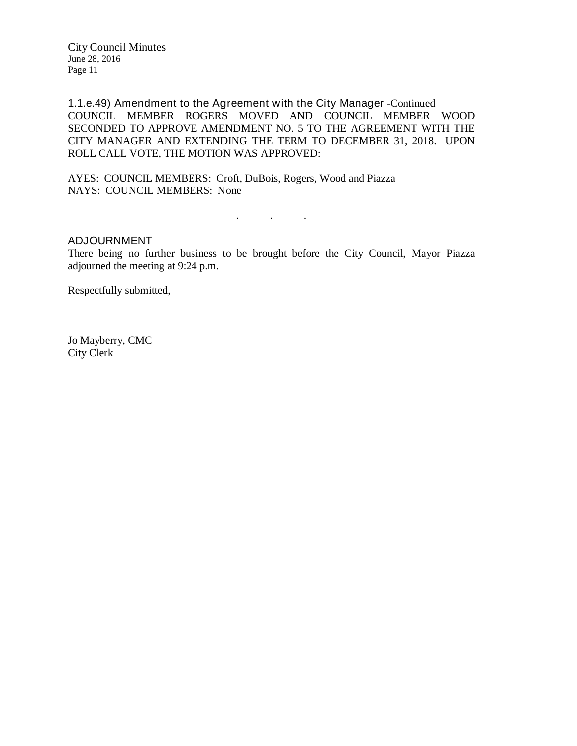1.1.e.49) Amendment to the Agreement with the City Manager -Continued

COUNCIL MEMBER ROGERS MOVED AND COUNCIL MEMBER WOOD SECONDED TO APPROVE AMENDMENT NO. 5 TO THE AGREEMENT WITH THE CITY MANAGER AND EXTENDING THE TERM TO DECEMBER 31, 2018. UPON ROLL CALL VOTE, THE MOTION WAS APPROVED:

AYES: COUNCIL MEMBERS: Croft, DuBois, Rogers, Wood and Piazza
NAYS: COUNCIL MEMBERS: None

. . .

## ADJOURNMENT

There being no further business to be brought before the City Council, Mayor Piazza adjourned the meeting at 9:24 p.m.

Respectfully submitted,

Jo Mayberry, CMC
City Clerk